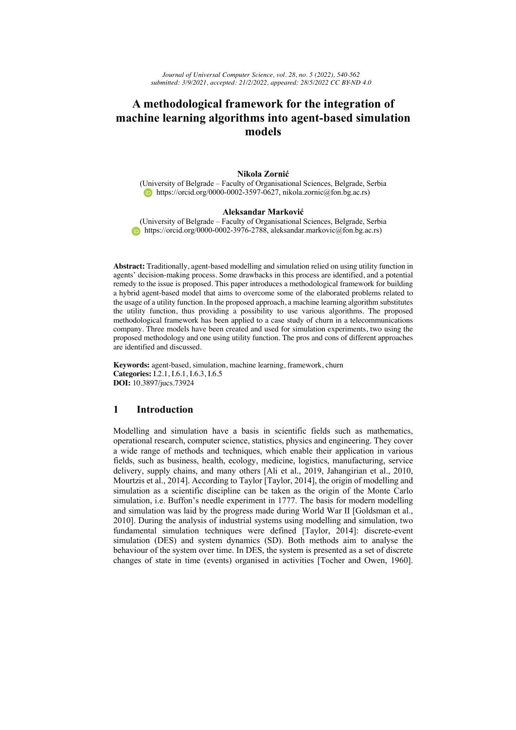# A methodological framework for the integration of machine learning algorithms into agent-based simulation models

**Nikola Zornić**

(University of Belgrade – Faculty of Organisational Sciences, Belgrade, Serbia
https://orcid.org/0000-0002-3597-0627, nikola.zornic@fon.bg.ac.rs)

**Aleksandar Marković**

(University of Belgrade – Faculty of Organisational Sciences, Belgrade, Serbia
https://orcid.org/0000-0002-3976-2788, aleksandar.markovic@fon.bg.ac.rs)

**Abstract:** Traditionally, agent-based modelling and simulation relied on using utility function in agents' decision-making process. Some drawbacks in this process are identified, and a potential remedy to the issue is proposed. This paper introduces a methodological framework for building a hybrid agent-based model that aims to overcome some of the elaborated problems related to the usage of a utility function. In the proposed approach, a machine learning algorithm substitutes the utility function, thus providing a possibility to use various algorithms. The proposed methodological framework has been applied to a case study of churn in a telecommunications company. Three models have been created and used for simulation experiments, two using the proposed methodology and one using utility function. The pros and cons of different approaches are identified and discussed.

**Keywords:** agent-based, simulation, machine learning, framework, churn
**Categories:** I.2.1, I.6.1, I.6.3, I.6.5
**DOI:** 10.3897/jucs.73924

## 1 Introduction

Modelling and simulation have a basis in scientific fields such as mathematics, operational research, computer science, statistics, physics and engineering. They cover a wide range of methods and techniques, which enable their application in various fields, such as business, health, ecology, medicine, logistics, manufacturing, service delivery, supply chains, and many others [Ali et al., 2019, Jahangirian et al., 2010, Mourtzis et al., 2014]. According to Taylor [Taylor, 2014], the origin of modelling and simulation as a scientific discipline can be taken as the origin of the Monte Carlo simulation, i.e. Buffon's needle experiment in 1777. The basis for modern modelling and simulation was laid by the progress made during World War II [Goldsman et al., 2010]. During the analysis of industrial systems using modelling and simulation, two fundamental simulation techniques were defined [Taylor, 2014]: discrete-event simulation (DES) and system dynamics (SD). Both methods aim to analyse the behaviour of the system over time. In DES, the system is presented as a set of discrete changes of state in time (events) organised in activities [Tocher and Owen, 1960].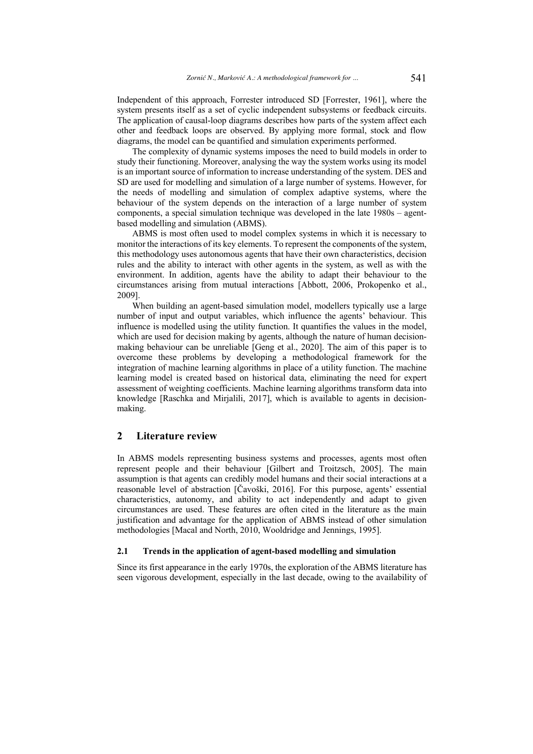Independent of this approach, Forrester introduced SD [Forrester, 1961], where the system presents itself as a set of cyclic independent subsystems or feedback circuits. The application of causal-loop diagrams describes how parts of the system affect each other and feedback loops are observed. By applying more formal, stock and flow diagrams, the model can be quantified and simulation experiments performed.

The complexity of dynamic systems imposes the need to build models in order to study their functioning. Moreover, analysing the way the system works using its model is an important source of information to increase understanding of the system. DES and SD are used for modelling and simulation of a large number of systems. However, for the needs of modelling and simulation of complex adaptive systems, where the behaviour of the system depends on the interaction of a large number of system components, a special simulation technique was developed in the late 1980s – agent-based modelling and simulation (ABMS).

ABMS is most often used to model complex systems in which it is necessary to monitor the interactions of its key elements. To represent the components of the system, this methodology uses autonomous agents that have their own characteristics, decision rules and the ability to interact with other agents in the system, as well as with the environment. In addition, agents have the ability to adapt their behaviour to the circumstances arising from mutual interactions [Abbott, 2006, Prokopenko et al., 2009].

When building an agent-based simulation model, modellers typically use a large number of input and output variables, which influence the agents' behaviour. This influence is modelled using the utility function. It quantifies the values in the model, which are used for decision making by agents, although the nature of human decision-making behaviour can be unreliable [Geng et al., 2020]. The aim of this paper is to overcome these problems by developing a methodological framework for the integration of machine learning algorithms in place of a utility function. The machine learning model is created based on historical data, eliminating the need for expert assessment of weighting coefficients. Machine learning algorithms transform data into knowledge [Raschka and Mirjalili, 2017], which is available to agents in decision-making.

## 2 Literature review

In ABMS models representing business systems and processes, agents most often represent people and their behaviour [Gilbert and Troitzsch, 2005]. The main assumption is that agents can credibly model humans and their social interactions at a reasonable level of abstraction [Čavoški, 2016]. For this purpose, agents' essential characteristics, autonomy, and ability to act independently and adapt to given circumstances are used. These features are often cited in the literature as the main justification and advantage for the application of ABMS instead of other simulation methodologies [Macal and North, 2010, Wooldridge and Jennings, 1995].

### 2.1 Trends in the application of agent-based modelling and simulation

Since its first appearance in the early 1970s, the exploration of the ABMS literature has seen vigorous development, especially in the last decade, owing to the availability of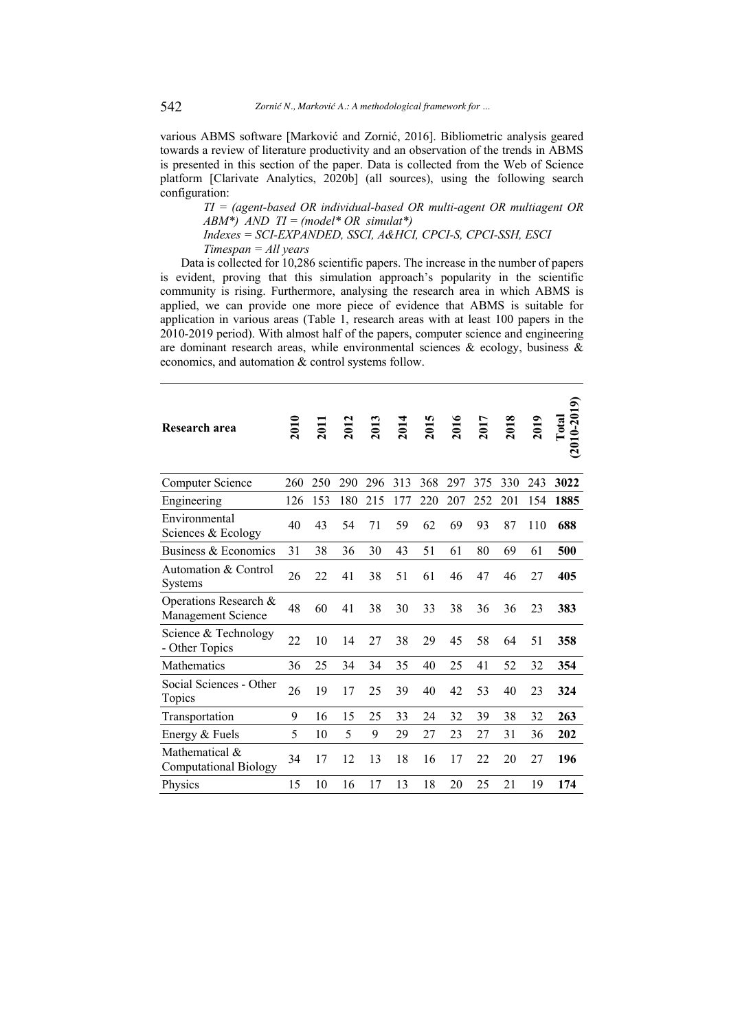various ABMS software [Marković and Zornić, 2016]. Bibliometric analysis geared towards a review of literature productivity and an observation of the trends in ABMS is presented in this section of the paper. Data is collected from the Web of Science platform [Clarivate Analytics, 2020b] (all sources), using the following search configuration:

*TI = (agent-based OR individual-based OR multi-agent OR multiagent OR ABM*) AND TI = (model* OR simulat*)*
*Indexes = SCI-EXPANDED, SSCI, A&HCI, CPCI-S, CPCI-SSH, ESCI*
*Timespan = All years*

Data is collected for 10,286 scientific papers. The increase in the number of papers is evident, proving that this simulation approach's popularity in the scientific community is rising. Furthermore, analysing the research area in which ABMS is applied, we can provide one more piece of evidence that ABMS is suitable for application in various areas (Table 1, research areas with at least 100 papers in the 2010-2019 period). With almost half of the papers, computer science and engineering are dominant research areas, while environmental sciences & ecology, business & economics, and automation & control systems follow.

| Research area | 2010 | 2011 | 2012 | 2013 | 2014 | 2015 | 2016 | 2017 | 2018 | 2019 | Total (2010-2019) |
|---|---|---|---|---|---|---|---|---|---|---|---|
| Computer Science | 260 | 250 | 290 | 296 | 313 | 368 | 297 | 375 | 330 | 243 | **3022** |
| Engineering | 126 | 153 | 180 | 215 | 177 | 220 | 207 | 252 | 201 | 154 | **1885** |
| Environmental Sciences & Ecology | 40 | 43 | 54 | 71 | 59 | 62 | 69 | 93 | 87 | 110 | **688** |
| Business & Economics | 31 | 38 | 36 | 30 | 43 | 51 | 61 | 80 | 69 | 61 | **500** |
| Automation & Control Systems | 26 | 22 | 41 | 38 | 51 | 61 | 46 | 47 | 46 | 27 | **405** |
| Operations Research & Management Science | 48 | 60 | 41 | 38 | 30 | 33 | 38 | 36 | 36 | 23 | **383** |
| Science & Technology - Other Topics | 22 | 10 | 14 | 27 | 38 | 29 | 45 | 58 | 64 | 51 | **358** |
| Mathematics | 36 | 25 | 34 | 34 | 35 | 40 | 25 | 41 | 52 | 32 | **354** |
| Social Sciences - Other Topics | 26 | 19 | 17 | 25 | 39 | 40 | 42 | 53 | 40 | 23 | **324** |
| Transportation | 9 | 16 | 15 | 25 | 33 | 24 | 32 | 39 | 38 | 32 | **263** |
| Energy & Fuels | 5 | 10 | 5 | 9 | 29 | 27 | 23 | 27 | 31 | 36 | **202** |
| Mathematical & Computational Biology | 34 | 17 | 12 | 13 | 18 | 16 | 17 | 22 | 20 | 27 | **196** |
| Physics | 15 | 10 | 16 | 17 | 13 | 18 | 20 | 25 | 21 | 19 | **174** |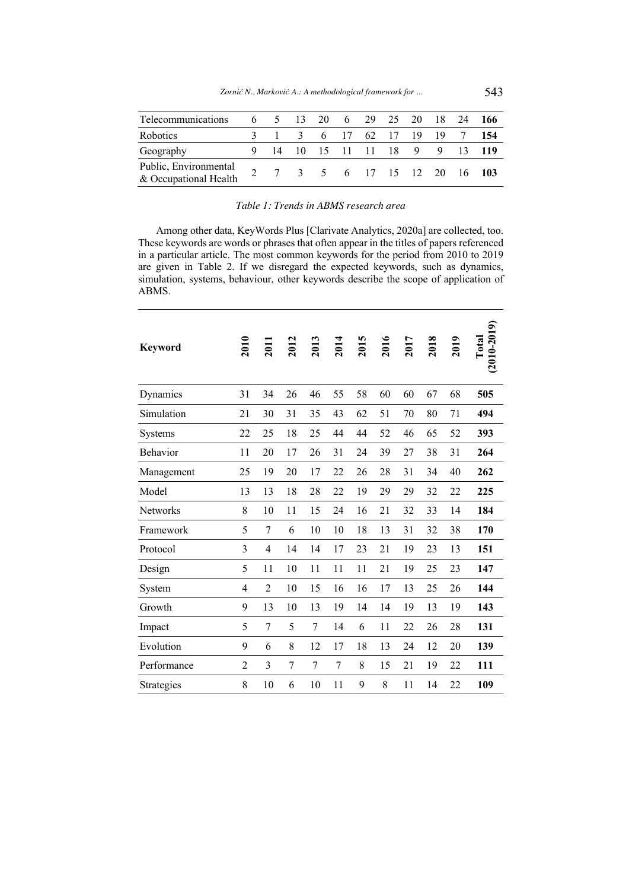| | | | | | | | | | | | |
|---|---|---|---|---|---|---|---|---|---|---|---|
| Telecommunications | 6 | 5 | 13 | 20 | 6 | 29 | 25 | 20 | 18 | 24 | **166** |
| Robotics | 3 | 1 | 3 | 6 | 17 | 62 | 17 | 19 | 19 | 7 | **154** |
| Geography | 9 | 14 | 10 | 15 | 11 | 11 | 18 | 9 | 9 | 13 | **119** |
| Public, Environmental & Occupational Health | 2 | 7 | 3 | 5 | 6 | 17 | 15 | 12 | 20 | 16 | **103** |

*Table 1: Trends in ABMS research area*

Among other data, KeyWords Plus [Clarivate Analytics, 2020a] are collected, too. These keywords are words or phrases that often appear in the titles of papers referenced in a particular article. The most common keywords for the period from 2010 to 2019 are given in Table 2. If we disregard the expected keywords, such as dynamics, simulation, systems, behaviour, other keywords describe the scope of application of ABMS.

| Keyword | 2010 | 2011 | 2012 | 2013 | 2014 | 2015 | 2016 | 2017 | 2018 | 2019 | Total (2010-2019) |
|---|---|---|---|---|---|---|---|---|---|---|---|
| Dynamics | 31 | 34 | 26 | 46 | 55 | 58 | 60 | 60 | 67 | 68 | **505** |
| Simulation | 21 | 30 | 31 | 35 | 43 | 62 | 51 | 70 | 80 | 71 | **494** |
| Systems | 22 | 25 | 18 | 25 | 44 | 44 | 52 | 46 | 65 | 52 | **393** |
| Behavior | 11 | 20 | 17 | 26 | 31 | 24 | 39 | 27 | 38 | 31 | **264** |
| Management | 25 | 19 | 20 | 17 | 22 | 26 | 28 | 31 | 34 | 40 | **262** |
| Model | 13 | 13 | 18 | 28 | 22 | 19 | 29 | 29 | 32 | 22 | **225** |
| Networks | 8 | 10 | 11 | 15 | 24 | 16 | 21 | 32 | 33 | 14 | **184** |
| Framework | 5 | 7 | 6 | 10 | 10 | 18 | 13 | 31 | 32 | 38 | **170** |
| Protocol | 3 | 4 | 14 | 14 | 17 | 23 | 21 | 19 | 23 | 13 | **151** |
| Design | 5 | 11 | 10 | 11 | 11 | 11 | 21 | 19 | 25 | 23 | **147** |
| System | 4 | 2 | 10 | 15 | 16 | 16 | 17 | 13 | 25 | 26 | **144** |
| Growth | 9 | 13 | 10 | 13 | 19 | 14 | 14 | 19 | 13 | 19 | **143** |
| Impact | 5 | 7 | 5 | 7 | 14 | 6 | 11 | 22 | 26 | 28 | **131** |
| Evolution | 9 | 6 | 8 | 12 | 17 | 18 | 13 | 24 | 12 | 20 | **139** |
| Performance | 2 | 3 | 7 | 7 | 7 | 8 | 15 | 21 | 19 | 22 | **111** |
| Strategies | 8 | 10 | 6 | 10 | 11 | 9 | 8 | 11 | 14 | 22 | **109** |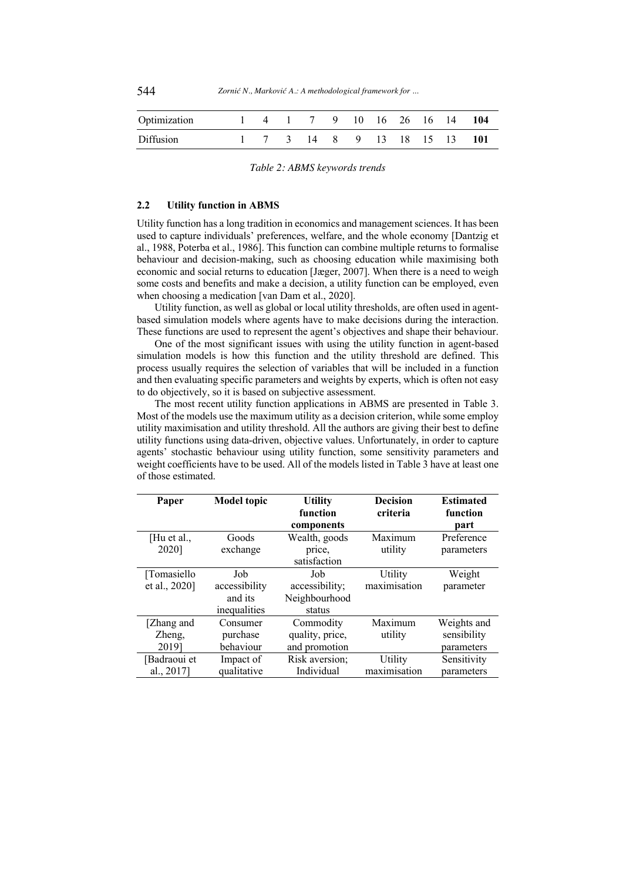| | | | | | | | | | | | |
|---|---|---|---|---|---|---|---|---|---|---|---|
| Optimization | 1 | 4 | 1 | 7 | 9 | 10 | 16 | 26 | 16 | 14 | **104** |
| Diffusion | 1 | 7 | 3 | 14 | 8 | 9 | 13 | 18 | 15 | 13 | **101** |

*Table 2: ABMS keywords trends*

### 2.2 Utility function in ABMS

Utility function has a long tradition in economics and management sciences. It has been used to capture individuals' preferences, welfare, and the whole economy [Dantzig et al., 1988, Poterba et al., 1986]. This function can combine multiple returns to formalise behaviour and decision-making, such as choosing education while maximising both economic and social returns to education [Jæger, 2007]. When there is a need to weigh some costs and benefits and make a decision, a utility function can be employed, even when choosing a medication [van Dam et al., 2020].

Utility function, as well as global or local utility thresholds, are often used in agent-based simulation models where agents have to make decisions during the interaction. These functions are used to represent the agent's objectives and shape their behaviour.

One of the most significant issues with using the utility function in agent-based simulation models is how this function and the utility threshold are defined. This process usually requires the selection of variables that will be included in a function and then evaluating specific parameters and weights by experts, which is often not easy to do objectively, so it is based on subjective assessment.

The most recent utility function applications in ABMS are presented in Table 3. Most of the models use the maximum utility as a decision criterion, while some employ utility maximisation and utility threshold. All the authors are giving their best to define utility functions using data-driven, objective values. Unfortunately, in order to capture agents' stochastic behaviour using utility function, some sensitivity parameters and weight coefficients have to be used. All of the models listed in Table 3 have at least one of those estimated.

| Paper | Model topic | Utility function components | Decision criteria | Estimated function part |
|---|---|---|---|---|
| [Hu et al., 2020] | Goods exchange | Wealth, goods price, satisfaction | Maximum utility | Preference parameters |
| [Tomasiello et al., 2020] | Job accessibility and its inequalities | Job accessibility; Neighbourhood status | Utility maximisation | Weight parameter |
| [Zhang and Zheng, 2019] | Consumer purchase behaviour | Commodity quality, price, and promotion | Maximum utility | Weights and sensibility parameters |
| [Badraoui et al., 2017] | Impact of qualitative | Risk aversion; Individual | Utility maximisation | Sensitivity parameters |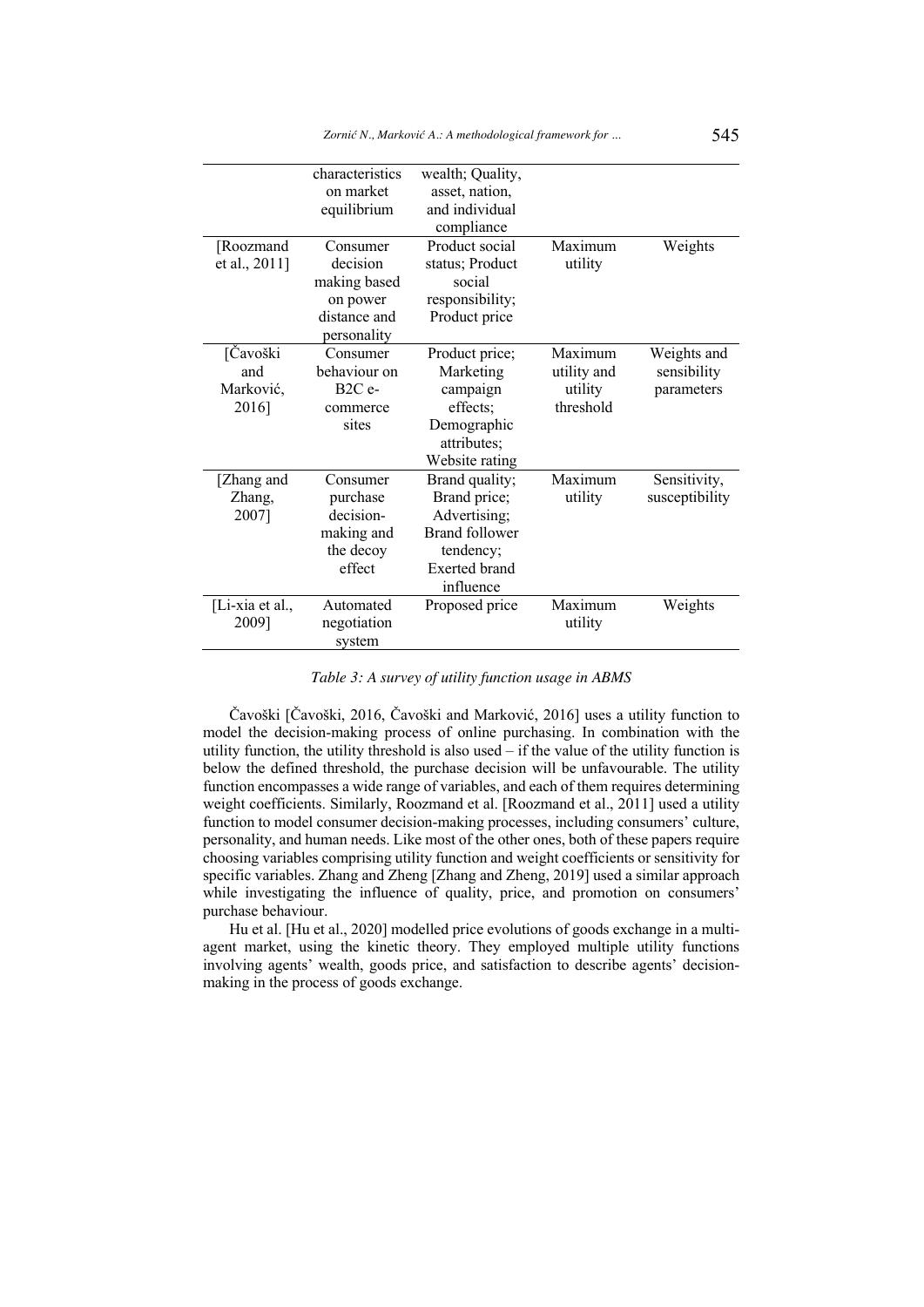| | | | | |
|---|---|---|---|---|
| | characteristics on market equilibrium | wealth; Quality, asset, nation, and individual compliance | | |
| [Roozmand et al., 2011] | Consumer decision making based on power distance and personality | Product social status; Product social responsibility; Product price | Maximum utility | Weights |
| [Čavoški and Marković, 2016] | Consumer behaviour on B2C e-commerce sites | Product price; Marketing campaign effects; Demographic attributes; Website rating | Maximum utility and utility threshold | Weights and sensibility parameters |
| [Zhang and Zhang, 2007] | Consumer purchase decision-making and the decoy effect | Brand quality; Brand price; Advertising; Brand follower tendency; Exerted brand influence | Maximum utility | Sensitivity, susceptibility |
| [Li-xia et al., 2009] | Automated negotiation system | Proposed price | Maximum utility | Weights |

*Table 3: A survey of utility function usage in ABMS*

Čavoški [Čavoški, 2016, Čavoški and Marković, 2016] uses a utility function to model the decision-making process of online purchasing. In combination with the utility function, the utility threshold is also used – if the value of the utility function is below the defined threshold, the purchase decision will be unfavourable. The utility function encompasses a wide range of variables, and each of them requires determining weight coefficients. Similarly, Roozmand et al. [Roozmand et al., 2011] used a utility function to model consumer decision-making processes, including consumers' culture, personality, and human needs. Like most of the other ones, both of these papers require choosing variables comprising utility function and weight coefficients or sensitivity for specific variables. Zhang and Zheng [Zhang and Zheng, 2019] used a similar approach while investigating the influence of quality, price, and promotion on consumers' purchase behaviour.

Hu et al. [Hu et al., 2020] modelled price evolutions of goods exchange in a multi-agent market, using the kinetic theory. They employed multiple utility functions involving agents' wealth, goods price, and satisfaction to describe agents' decision-making in the process of goods exchange.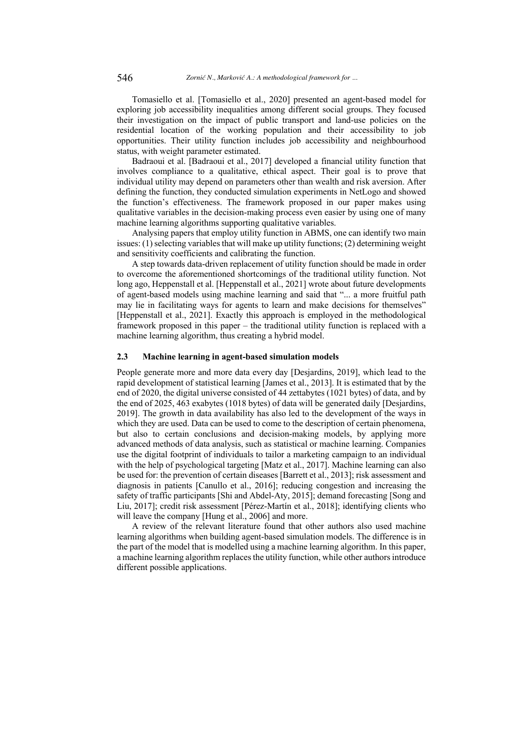Tomasiello et al. [Tomasiello et al., 2020] presented an agent-based model for exploring job accessibility inequalities among different social groups. They focused their investigation on the impact of public transport and land-use policies on the residential location of the working population and their accessibility to job opportunities. Their utility function includes job accessibility and neighbourhood status, with weight parameter estimated.

Badraoui et al. [Badraoui et al., 2017] developed a financial utility function that involves compliance to a qualitative, ethical aspect. Their goal is to prove that individual utility may depend on parameters other than wealth and risk aversion. After defining the function, they conducted simulation experiments in NetLogo and showed the function's effectiveness. The framework proposed in our paper makes using qualitative variables in the decision-making process even easier by using one of many machine learning algorithms supporting qualitative variables.

Analysing papers that employ utility function in ABMS, one can identify two main issues: (1) selecting variables that will make up utility functions; (2) determining weight and sensitivity coefficients and calibrating the function.

A step towards data-driven replacement of utility function should be made in order to overcome the aforementioned shortcomings of the traditional utility function. Not long ago, Heppenstall et al. [Heppenstall et al., 2021] wrote about future developments of agent-based models using machine learning and said that "... a more fruitful path may lie in facilitating ways for agents to learn and make decisions for themselves" [Heppenstall et al., 2021]. Exactly this approach is employed in the methodological framework proposed in this paper – the traditional utility function is replaced with a machine learning algorithm, thus creating a hybrid model.

### 2.3 Machine learning in agent-based simulation models

People generate more and more data every day [Desjardins, 2019], which lead to the rapid development of statistical learning [James et al., 2013]. It is estimated that by the end of 2020, the digital universe consisted of 44 zettabytes ($10^{21}$ bytes) of data, and by the end of 2025, 463 exabytes ($10^{18}$ bytes) of data will be generated daily [Desjardins, 2019]. The growth in data availability has also led to the development of the ways in which they are used. Data can be used to come to the description of certain phenomena, but also to certain conclusions and decision-making models, by applying more advanced methods of data analysis, such as statistical or machine learning. Companies use the digital footprint of individuals to tailor a marketing campaign to an individual with the help of psychological targeting [Matz et al., 2017]. Machine learning can also be used for: the prevention of certain diseases [Barrett et al., 2013]; risk assessment and diagnosis in patients [Canullo et al., 2016]; reducing congestion and increasing the safety of traffic participants [Shi and Abdel-Aty, 2015]; demand forecasting [Song and Liu, 2017]; credit risk assessment [Pérez-Martín et al., 2018]; identifying clients who will leave the company [Hung et al., 2006] and more.

A review of the relevant literature found that other authors also used machine learning algorithms when building agent-based simulation models. The difference is in the part of the model that is modelled using a machine learning algorithm. In this paper, a machine learning algorithm replaces the utility function, while other authors introduce different possible applications.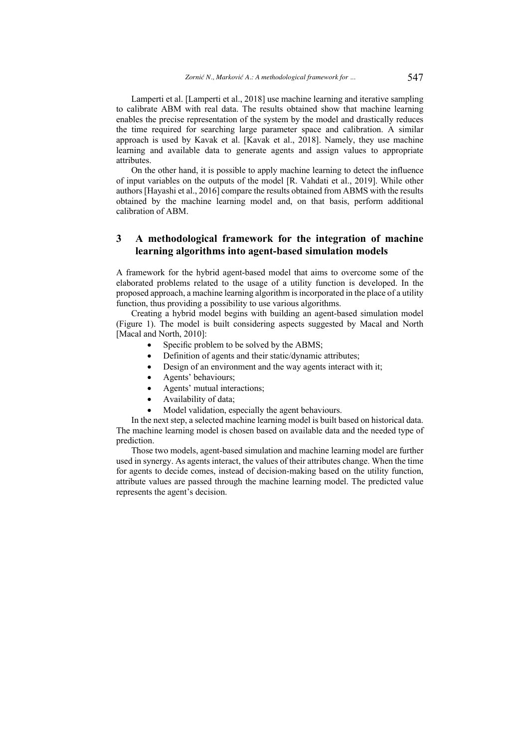Lamperti et al. [Lamperti et al., 2018] use machine learning and iterative sampling to calibrate ABM with real data. The results obtained show that machine learning enables the precise representation of the system by the model and drastically reduces the time required for searching large parameter space and calibration. A similar approach is used by Kavak et al. [Kavak et al., 2018]. Namely, they use machine learning and available data to generate agents and assign values to appropriate attributes.

On the other hand, it is possible to apply machine learning to detect the influence of input variables on the outputs of the model [R. Vahdati et al., 2019]. While other authors [Hayashi et al., 2016] compare the results obtained from ABMS with the results obtained by the machine learning model and, on that basis, perform additional calibration of ABM.

## 3 A methodological framework for the integration of machine learning algorithms into agent-based simulation models

A framework for the hybrid agent-based model that aims to overcome some of the elaborated problems related to the usage of a utility function is developed. In the proposed approach, a machine learning algorithm is incorporated in the place of a utility function, thus providing a possibility to use various algorithms.

Creating a hybrid model begins with building an agent-based simulation model (Figure 1). The model is built considering aspects suggested by Macal and North [Macal and North, 2010]:

- Specific problem to be solved by the ABMS;
- Definition of agents and their static/dynamic attributes;
- Design of an environment and the way agents interact with it;
- Agents' behaviours;
- Agents' mutual interactions;
- Availability of data;
- Model validation, especially the agent behaviours.

In the next step, a selected machine learning model is built based on historical data. The machine learning model is chosen based on available data and the needed type of prediction.

Those two models, agent-based simulation and machine learning model are further used in synergy. As agents interact, the values of their attributes change. When the time for agents to decide comes, instead of decision-making based on the utility function, attribute values are passed through the machine learning model. The predicted value represents the agent's decision.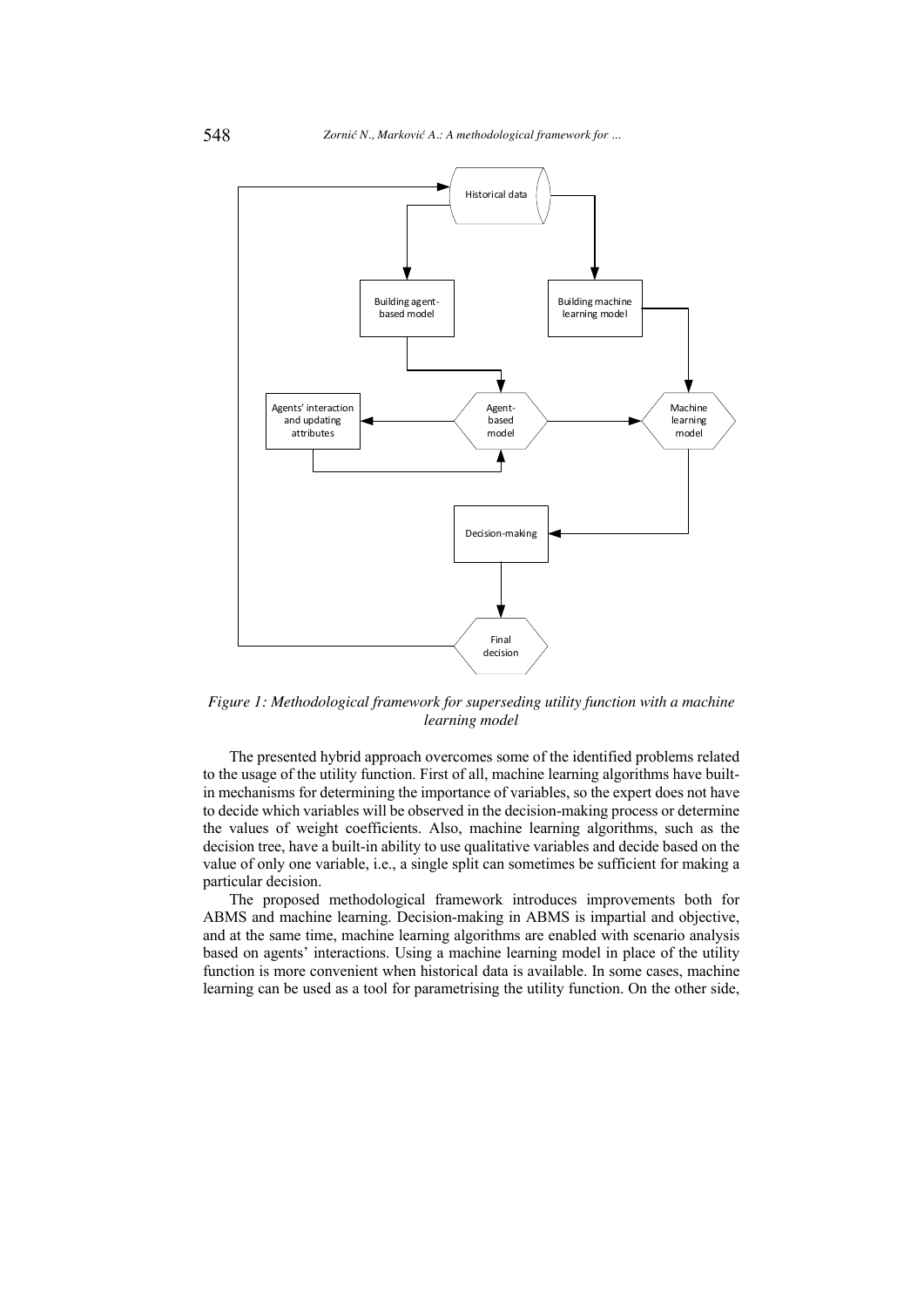Historical data

Building agent-based model

Building machine learning model

Agents' interaction and updating attributes

Agent-based model

Machine learning model

Decision-making

Final decision

*Figure 1: Methodological framework for superseding utility function with a machine learning model*

The presented hybrid approach overcomes some of the identified problems related to the usage of the utility function. First of all, machine learning algorithms have built-in mechanisms for determining the importance of variables, so the expert does not have to decide which variables will be observed in the decision-making process or determine the values of weight coefficients. Also, machine learning algorithms, such as the decision tree, have a built-in ability to use qualitative variables and decide based on the value of only one variable, i.e., a single split can sometimes be sufficient for making a particular decision.

The proposed methodological framework introduces improvements both for ABMS and machine learning. Decision-making in ABMS is impartial and objective, and at the same time, machine learning algorithms are enabled with scenario analysis based on agents' interactions. Using a machine learning model in place of the utility function is more convenient when historical data is available. In some cases, machine learning can be used as a tool for parametrising the utility function. On the other side,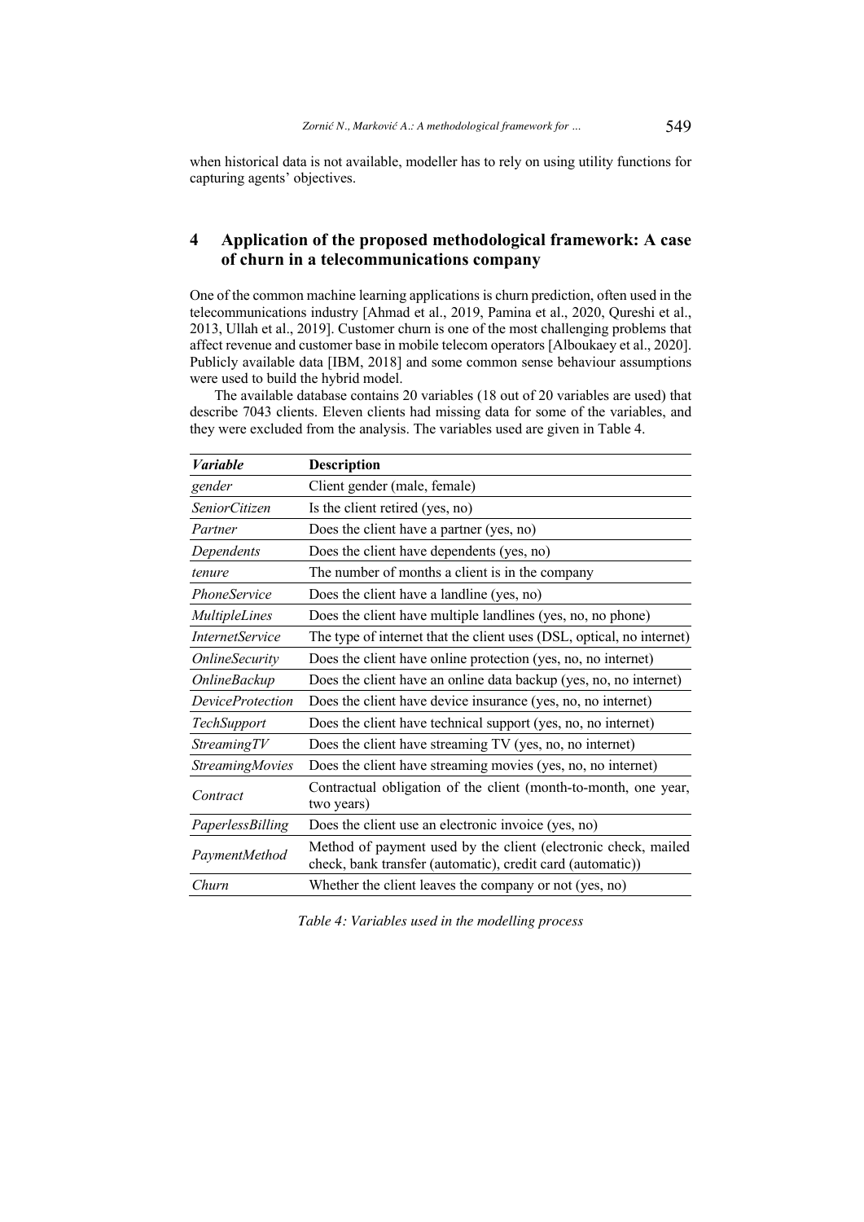when historical data is not available, modeller has to rely on using utility functions for capturing agents' objectives.

## 4 Application of the proposed methodological framework: A case of churn in a telecommunications company

One of the common machine learning applications is churn prediction, often used in the telecommunications industry [Ahmad et al., 2019, Pamina et al., 2020, Qureshi et al., 2013, Ullah et al., 2019]. Customer churn is one of the most challenging problems that affect revenue and customer base in mobile telecom operators [Alboukaey et al., 2020]. Publicly available data [IBM, 2018] and some common sense behaviour assumptions were used to build the hybrid model.

The available database contains 20 variables (18 out of 20 variables are used) that describe 7043 clients. Eleven clients had missing data for some of the variables, and they were excluded from the analysis. The variables used are given in Table 4.

| *Variable* | **Description** |
|---|---|
| *gender* | Client gender (male, female) |
| *SeniorCitizen* | Is the client retired (yes, no) |
| *Partner* | Does the client have a partner (yes, no) |
| *Dependents* | Does the client have dependents (yes, no) |
| *tenure* | The number of months a client is in the company |
| *PhoneService* | Does the client have a landline (yes, no) |
| *MultipleLines* | Does the client have multiple landlines (yes, no, no phone) |
| *InternetService* | The type of internet that the client uses (DSL, optical, no internet) |
| *OnlineSecurity* | Does the client have online protection (yes, no, no internet) |
| *OnlineBackup* | Does the client have an online data backup (yes, no, no internet) |
| *DeviceProtection* | Does the client have device insurance (yes, no, no internet) |
| *TechSupport* | Does the client have technical support (yes, no, no internet) |
| *StreamingTV* | Does the client have streaming TV (yes, no, no internet) |
| *StreamingMovies* | Does the client have streaming movies (yes, no, no internet) |
| *Contract* | Contractual obligation of the client (month-to-month, one year, two years) |
| *PaperlessBilling* | Does the client use an electronic invoice (yes, no) |
| *PaymentMethod* | Method of payment used by the client (electronic check, mailed check, bank transfer (automatic), credit card (automatic)) |
| *Churn* | Whether the client leaves the company or not (yes, no) |

*Table 4: Variables used in the modelling process*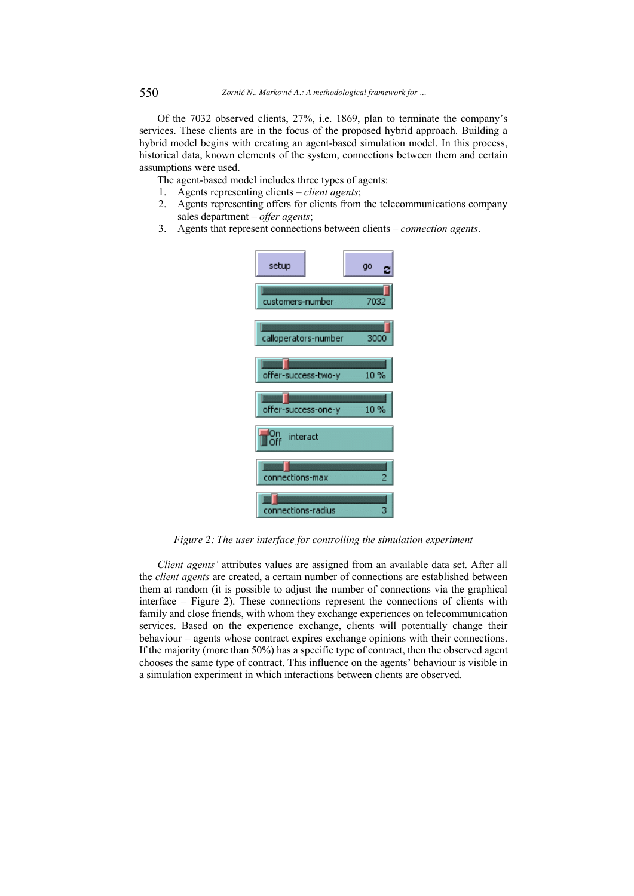Of the 7032 observed clients, 27%, i.e. 1869, plan to terminate the company's services. These clients are in the focus of the proposed hybrid approach. Building a hybrid model begins with creating an agent-based simulation model. In this process, historical data, known elements of the system, connections between them and certain assumptions were used.

The agent-based model includes three types of agents:

1. Agents representing clients – *client agents*;
2. Agents representing offers for clients from the telecommunications company sales department – *offer agents*;
3. Agents that represent connections between clients – *connection agents*.

setup

go

customers-number 7032

calloperators-number 3000

offer-success-two-y 10 %

offer-success-one-y 10 %

On Off interact

connections-max 2

connections-radius 3

*Figure 2: The user interface for controlling the simulation experiment*

*Client agents'* attributes values are assigned from an available data set. After all the *client agents* are created, a certain number of connections are established between them at random (it is possible to adjust the number of connections via the graphical interface – Figure 2). These connections represent the connections of clients with family and close friends, with whom they exchange experiences on telecommunication services. Based on the experience exchange, clients will potentially change their behaviour – agents whose contract expires exchange opinions with their connections. If the majority (more than 50%) has a specific type of contract, then the observed agent chooses the same type of contract. This influence on the agents' behaviour is visible in a simulation experiment in which interactions between clients are observed.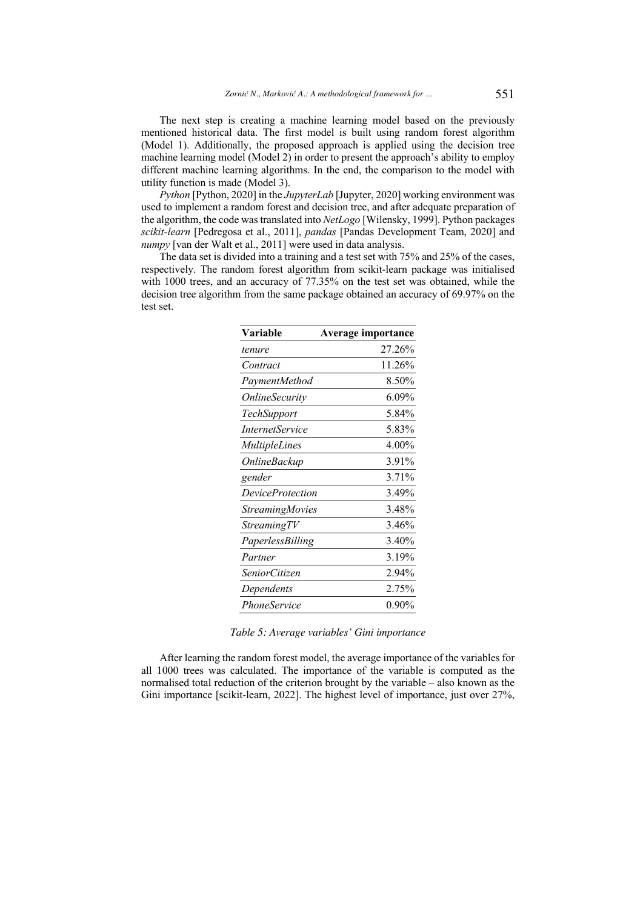The next step is creating a machine learning model based on the previously mentioned historical data. The first model is built using random forest algorithm (Model 1). Additionally, the proposed approach is applied using the decision tree machine learning model (Model 2) in order to present the approach's ability to employ different machine learning algorithms. In the end, the comparison to the model with utility function is made (Model 3).

*Python* [Python, 2020] in the *JupyterLab* [Jupyter, 2020] working environment was used to implement a random forest and decision tree, and after adequate preparation of the algorithm, the code was translated into *NetLogo* [Wilensky, 1999]. Python packages *scikit-learn* [Pedregosa et al., 2011], *pandas* [Pandas Development Team, 2020] and *numpy* [van der Walt et al., 2011] were used in data analysis.

The data set is divided into a training and a test set with 75% and 25% of the cases, respectively. The random forest algorithm from scikit-learn package was initialised with 1000 trees, and an accuracy of 77.35% on the test set was obtained, while the decision tree algorithm from the same package obtained an accuracy of 69.97% on the test set.

| Variable | Average importance |
|---|---|
| *tenure* | 27.26% |
| *Contract* | 11.26% |
| *PaymentMethod* | 8.50% |
| *OnlineSecurity* | 6.09% |
| *TechSupport* | 5.84% |
| *InternetService* | 5.83% |
| *MultipleLines* | 4.00% |
| *OnlineBackup* | 3.91% |
| *gender* | 3.71% |
| *DeviceProtection* | 3.49% |
| *StreamingMovies* | 3.48% |
| *StreamingTV* | 3.46% |
| *PaperlessBilling* | 3.40% |
| *Partner* | 3.19% |
| *SeniorCitizen* | 2.94% |
| *Dependents* | 2.75% |
| *PhoneService* | 0.90% |

*Table 5: Average variables' Gini importance*

After learning the random forest model, the average importance of the variables for all 1000 trees was calculated. The importance of the variable is computed as the normalised total reduction of the criterion brought by the variable – also known as the Gini importance [scikit-learn, 2022]. The highest level of importance, just over 27%,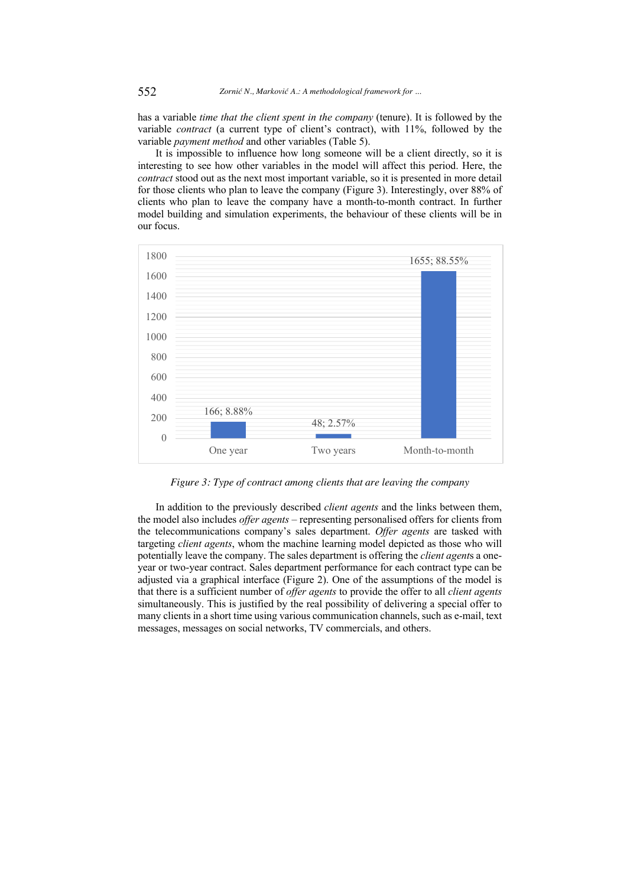has a variable *time that the client spent in the company* (tenure). It is followed by the variable *contract* (a current type of client's contract), with 11%, followed by the variable *payment method* and other variables (Table 5).

It is impossible to influence how long someone will be a client directly, so it is interesting to see how other variables in the model will affect this period. Here, the *contract* stood out as the next most important variable, so it is presented in more detail for those clients who plan to leave the company (Figure 3). Interestingly, over 88% of clients who plan to leave the company have a month-to-month contract. In further model building and simulation experiments, the behaviour of these clients will be in our focus.

| Contract type | Number of clients | Percentage |
|---|---|---|
| One year | 166 | 8.88% |
| Two years | 48 | 2.57% |
| Month-to-month | 1655 | 88.55% |

*Figure 3: Type of contract among clients that are leaving the company*

In addition to the previously described *client agents* and the links between them, the model also includes *offer agents* – representing personalised offers for clients from the telecommunications company's sales department. *Offer agents* are tasked with targeting *client agents*, whom the machine learning model depicted as those who will potentially leave the company. The sales department is offering the *client agents* a one-year or two-year contract. Sales department performance for each contract type can be adjusted via a graphical interface (Figure 2). One of the assumptions of the model is that there is a sufficient number of *offer agents* to provide the offer to all *client agents* simultaneously. This is justified by the real possibility of delivering a special offer to many clients in a short time using various communication channels, such as e-mail, text messages, messages on social networks, TV commercials, and others.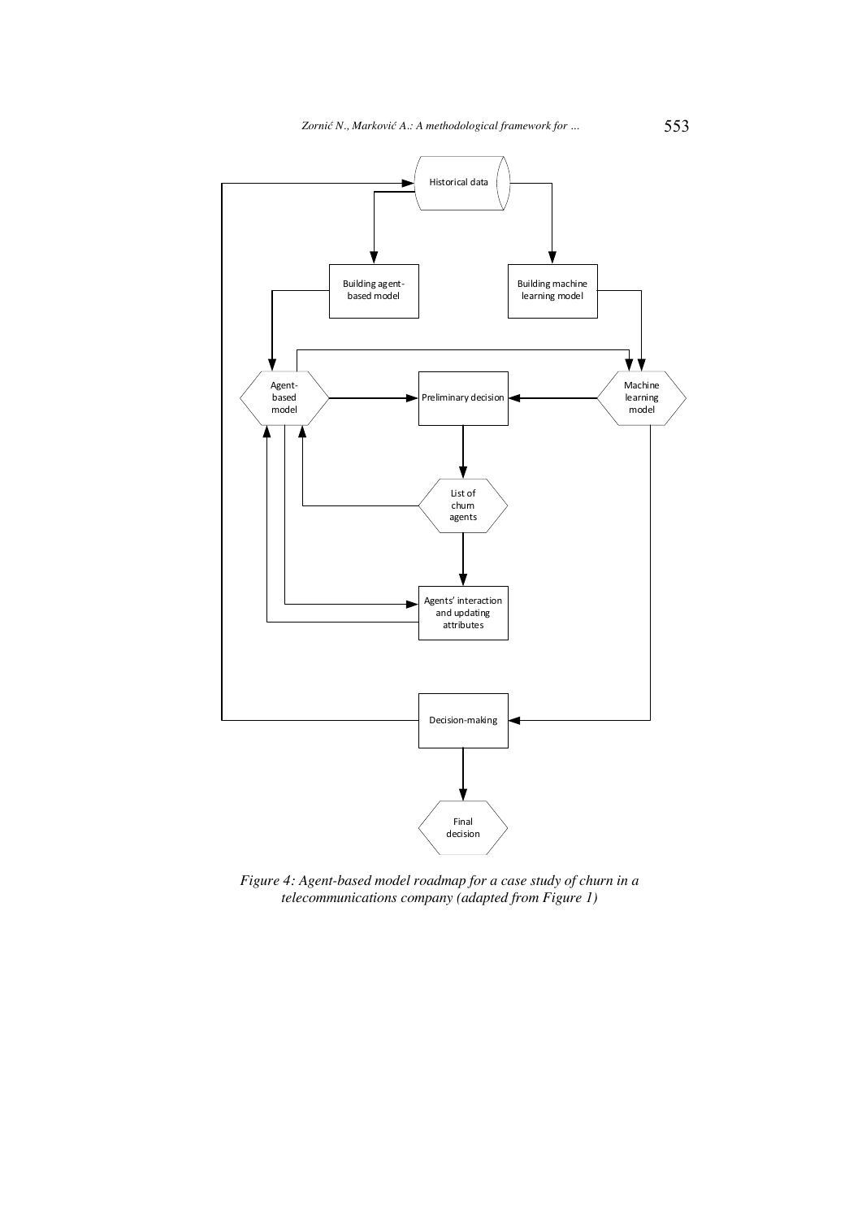Historical data

Building agent-based model

Building machine learning model

Agent-based model

Preliminary decision

Machine learning model

List of churn agents

Agents' interaction and updating attributes

Decision-making

Final decision

*Figure 4: Agent-based model roadmap for a case study of churn in a telecommunications company (adapted from Figure 1)*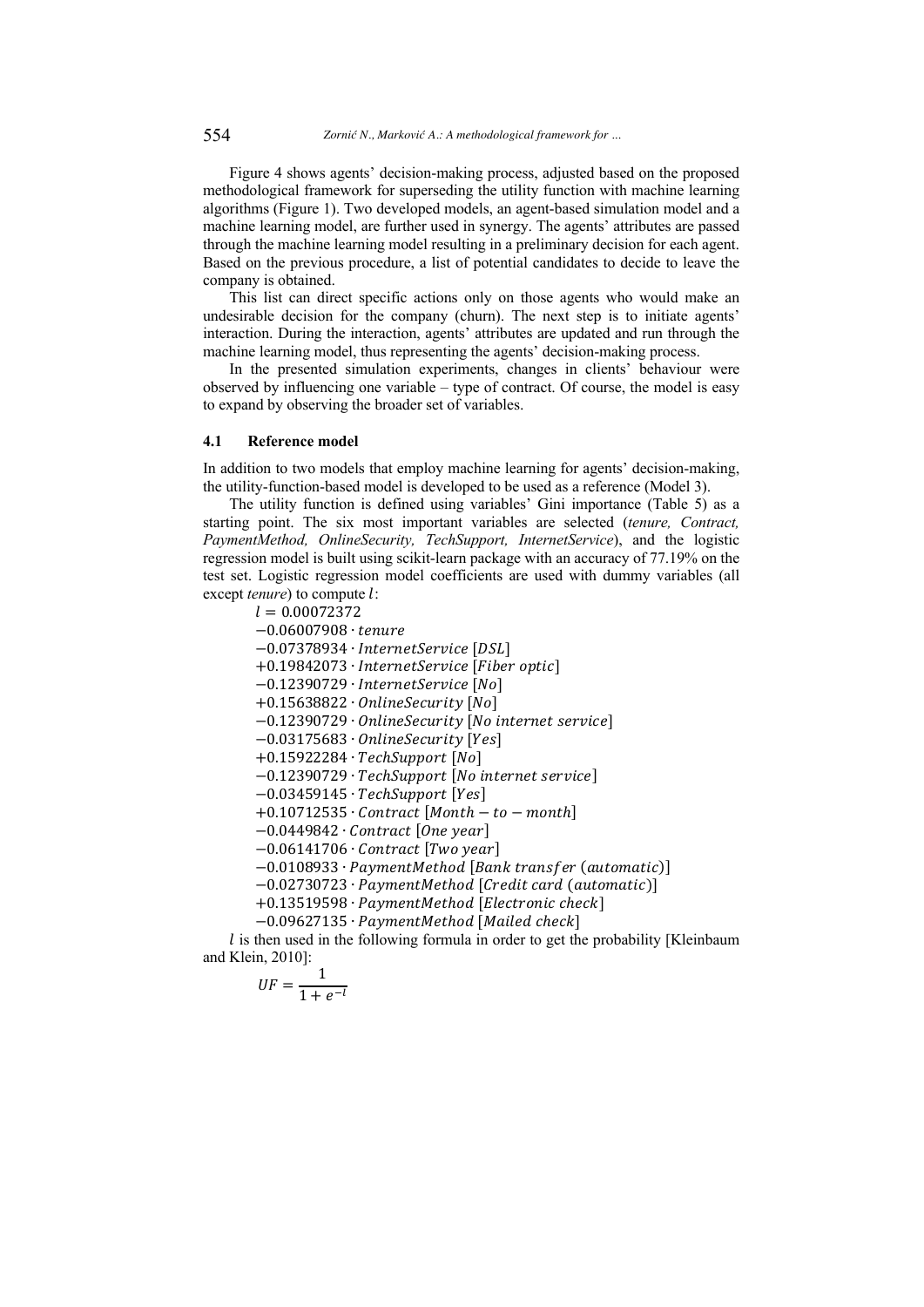Figure 4 shows agents' decision-making process, adjusted based on the proposed methodological framework for superseding the utility function with machine learning algorithms (Figure 1). Two developed models, an agent-based simulation model and a machine learning model, are further used in synergy. The agents' attributes are passed through the machine learning model resulting in a preliminary decision for each agent. Based on the previous procedure, a list of potential candidates to decide to leave the company is obtained.

This list can direct specific actions only on those agents who would make an undesirable decision for the company (churn). The next step is to initiate agents' interaction. During the interaction, agents' attributes are updated and run through the machine learning model, thus representing the agents' decision-making process.

In the presented simulation experiments, changes in clients' behaviour were observed by influencing one variable – type of contract. Of course, the model is easy to expand by observing the broader set of variables.

### 4.1 Reference model

In addition to two models that employ machine learning for agents' decision-making, the utility-function-based model is developed to be used as a reference (Model 3).

The utility function is defined using variables' Gini importance (Table 5) as a starting point. The six most important variables are selected (*tenure, Contract, PaymentMethod, OnlineSecurity, TechSupport, InternetService*), and the logistic regression model is built using scikit-learn package with an accuracy of 77.19% on the test set. Logistic regression model coefficients are used with dummy variables (all except *tenure*) to compute $l$:

$$
\begin{aligned}
l = {} & 0.00072372 \\
& -0.06007908 \cdot tenure \\
& -0.07378934 \cdot InternetService\ [DSL] \\
& +0.19842073 \cdot InternetService\ [Fiber\ optic] \\
& -0.12390729 \cdot InternetService\ [No] \\
& +0.15638822 \cdot OnlineSecurity\ [No] \\
& -0.12390729 \cdot OnlineSecurity\ [No\ internet\ service] \\
& -0.03175683 \cdot OnlineSecurity\ [Yes] \\
& +0.15922284 \cdot TechSupport\ [No] \\
& -0.12390729 \cdot TechSupport\ [No\ internet\ service] \\
& -0.03459145 \cdot TechSupport\ [Yes] \\
& +0.10712535 \cdot Contract\ [Month-to-month] \\
& -0.0449842 \cdot Contract\ [One\ year] \\
& -0.06141706 \cdot Contract\ [Two\ year] \\
& -0.0108933 \cdot PaymentMethod\ [Bank\ transfer\ (automatic)] \\
& -0.02730723 \cdot PaymentMethod\ [Credit\ card\ (automatic)] \\
& +0.13519598 \cdot PaymentMethod\ [Electronic\ check] \\
& -0.09627135 \cdot PaymentMethod\ [Mailed\ check]
\end{aligned}
$$

$l$ is then used in the following formula in order to get the probability [Kleinbaum and Klein, 2010]:

$$UF = \frac{1}{1 + e^{-l}}$$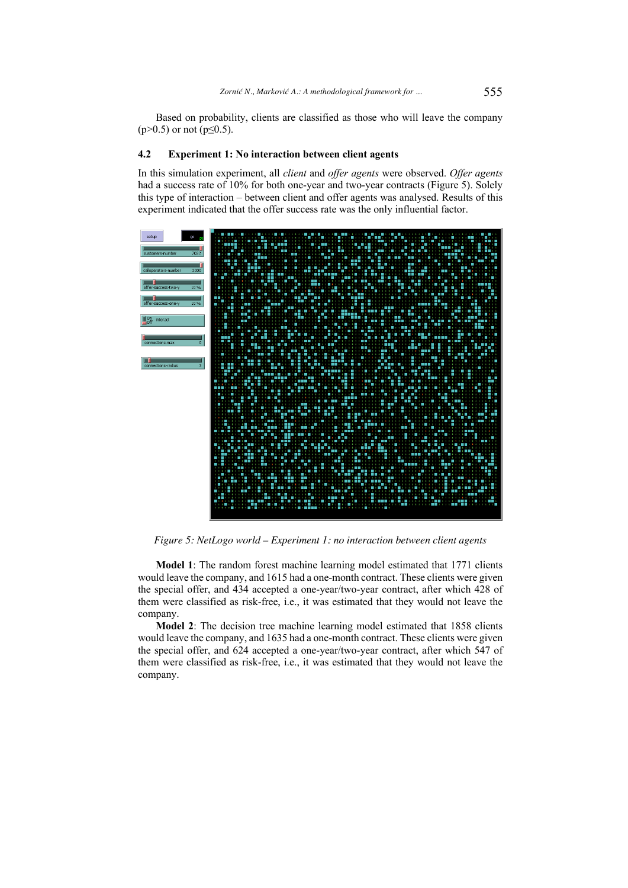Based on probability, clients are classified as those who will leave the company ($p>0.5$) or not ($p\leq0.5$).

### 4.2 Experiment 1: No interaction between client agents

In this simulation experiment, all *client* and *offer agents* were observed. *Offer agents* had a success rate of 10% for both one-year and two-year contracts (Figure 5). Solely this type of interaction – between client and offer agents was analysed. Results of this experiment indicated that the offer success rate was the only influential factor.

setup
go
customers-number 7032
calloperators-number 3000
offer-success-two-y 10 %
offer-success-one-y 10 %
On Off interact
connections-max 0
connections-radius 3

*Figure 5: NetLogo world – Experiment 1: no interaction between client agents*

**Model 1**: The random forest machine learning model estimated that 1771 clients would leave the company, and 1615 had a one-month contract. These clients were given the special offer, and 434 accepted a one-year/two-year contract, after which 428 of them were classified as risk-free, i.e., it was estimated that they would not leave the company.

**Model 2**: The decision tree machine learning model estimated that 1858 clients would leave the company, and 1635 had a one-month contract. These clients were given the special offer, and 624 accepted a one-year/two-year contract, after which 547 of them were classified as risk-free, i.e., it was estimated that they would not leave the company.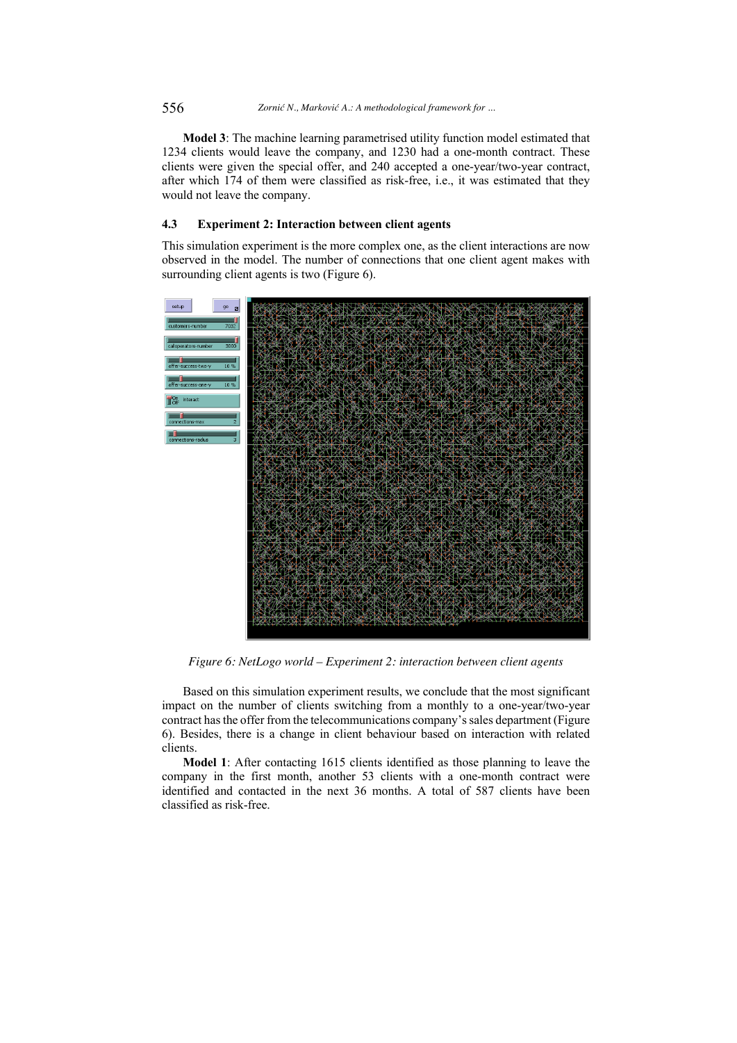**Model 3**: The machine learning parametrised utility function model estimated that 1234 clients would leave the company, and 1230 had a one-month contract. These clients were given the special offer, and 240 accepted a one-year/two-year contract, after which 174 of them were classified as risk-free, i.e., it was estimated that they would not leave the company.

### 4.3 Experiment 2: Interaction between client agents

This simulation experiment is the more complex one, as the client interactions are now observed in the model. The number of connections that one client agent makes with surrounding client agents is two (Figure 6).

setup
go
customers-number 7032
calloperators-number 3000
offer-success-two-y 10 %
offer-success-one-y 10 %
On Off interact
connections-max 2
connections-radius 3

*Figure 6: NetLogo world – Experiment 2: interaction between client agents*

Based on this simulation experiment results, we conclude that the most significant impact on the number of clients switching from a monthly to a one-year/two-year contract has the offer from the telecommunications company's sales department (Figure 6). Besides, there is a change in client behaviour based on interaction with related clients.

**Model 1**: After contacting 1615 clients identified as those planning to leave the company in the first month, another 53 clients with a one-month contract were identified and contacted in the next 36 months. A total of 587 clients have been classified as risk-free.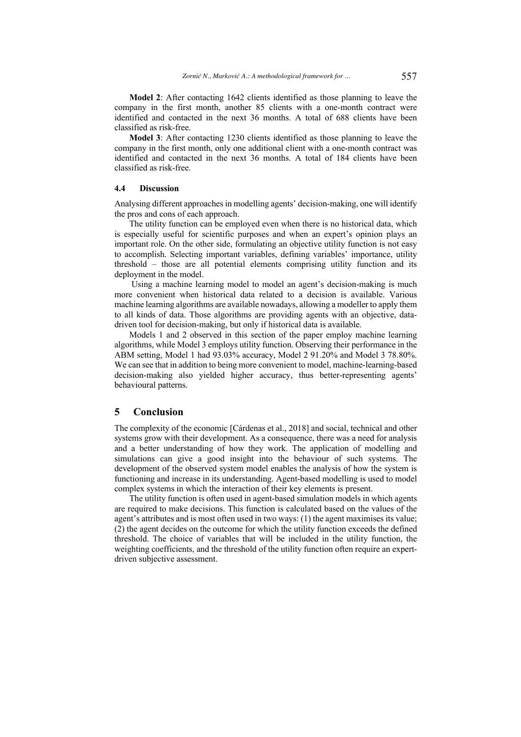**Model 2**: After contacting 1642 clients identified as those planning to leave the company in the first month, another 85 clients with a one-month contract were identified and contacted in the next 36 months. A total of 688 clients have been classified as risk-free.

**Model 3**: After contacting 1230 clients identified as those planning to leave the company in the first month, only one additional client with a one-month contract was identified and contacted in the next 36 months. A total of 184 clients have been classified as risk-free.

### 4.4 Discussion

Analysing different approaches in modelling agents' decision-making, one will identify the pros and cons of each approach.

The utility function can be employed even when there is no historical data, which is especially useful for scientific purposes and when an expert's opinion plays an important role. On the other side, formulating an objective utility function is not easy to accomplish. Selecting important variables, defining variables' importance, utility threshold – those are all potential elements comprising utility function and its deployment in the model.

Using a machine learning model to model an agent's decision-making is much more convenient when historical data related to a decision is available. Various machine learning algorithms are available nowadays, allowing a modeller to apply them to all kinds of data. Those algorithms are providing agents with an objective, data-driven tool for decision-making, but only if historical data is available.

Models 1 and 2 observed in this section of the paper employ machine learning algorithms, while Model 3 employs utility function. Observing their performance in the ABM setting, Model 1 had 93.03% accuracy, Model 2 91.20% and Model 3 78.80%. We can see that in addition to being more convenient to model, machine-learning-based decision-making also yielded higher accuracy, thus better-representing agents' behavioural patterns.

## 5 Conclusion

The complexity of the economic [Cárdenas et al., 2018] and social, technical and other systems grow with their development. As a consequence, there was a need for analysis and a better understanding of how they work. The application of modelling and simulations can give a good insight into the behaviour of such systems. The development of the observed system model enables the analysis of how the system is functioning and increase in its understanding. Agent-based modelling is used to model complex systems in which the interaction of their key elements is present.

The utility function is often used in agent-based simulation models in which agents are required to make decisions. This function is calculated based on the values of the agent's attributes and is most often used in two ways: (1) the agent maximises its value; (2) the agent decides on the outcome for which the utility function exceeds the defined threshold. The choice of variables that will be included in the utility function, the weighting coefficients, and the threshold of the utility function often require an expert-driven subjective assessment.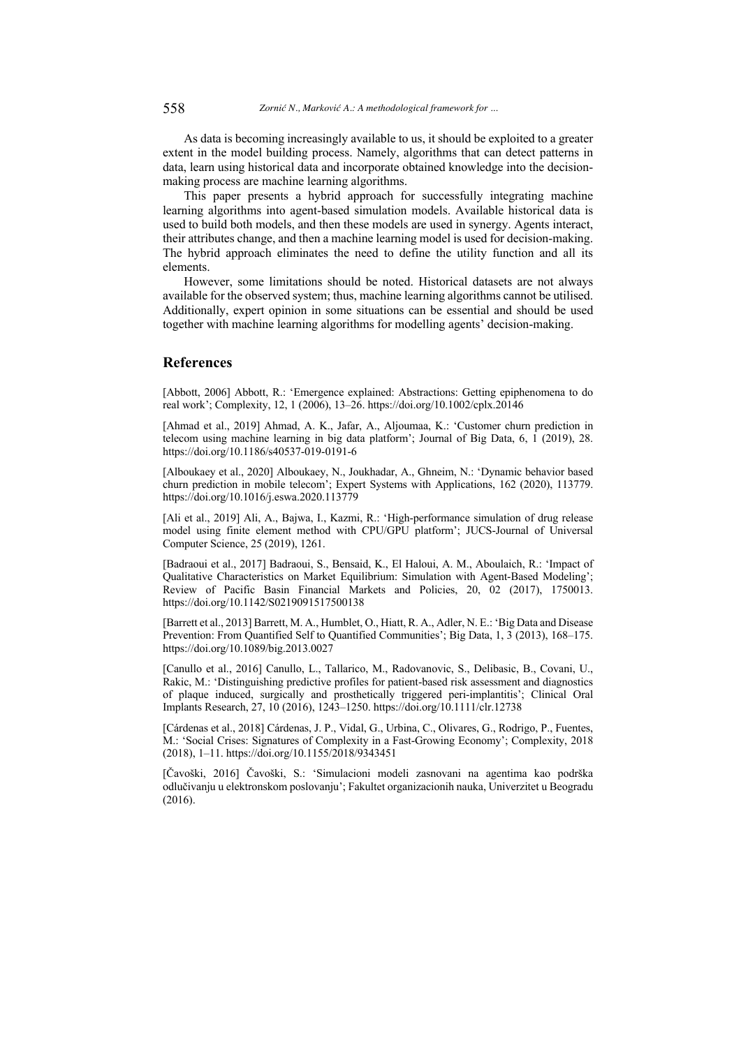As data is becoming increasingly available to us, it should be exploited to a greater extent in the model building process. Namely, algorithms that can detect patterns in data, learn using historical data and incorporate obtained knowledge into the decision-making process are machine learning algorithms.

This paper presents a hybrid approach for successfully integrating machine learning algorithms into agent-based simulation models. Available historical data is used to build both models, and then these models are used in synergy. Agents interact, their attributes change, and then a machine learning model is used for decision-making. The hybrid approach eliminates the need to define the utility function and all its elements.

However, some limitations should be noted. Historical datasets are not always available for the observed system; thus, machine learning algorithms cannot be utilised. Additionally, expert opinion in some situations can be essential and should be used together with machine learning algorithms for modelling agents' decision-making.

## References

[Abbott, 2006] Abbott, R.: 'Emergence explained: Abstractions: Getting epiphenomena to do real work'; Complexity, 12, 1 (2006), 13–26. https://doi.org/10.1002/cplx.20146

[Ahmad et al., 2019] Ahmad, A. K., Jafar, A., Aljoumaa, K.: 'Customer churn prediction in telecom using machine learning in big data platform'; Journal of Big Data, 6, 1 (2019), 28. https://doi.org/10.1186/s40537-019-0191-6

[Alboukaey et al., 2020] Alboukaey, N., Joukhadar, A., Ghneim, N.: 'Dynamic behavior based churn prediction in mobile telecom'; Expert Systems with Applications, 162 (2020), 113779. https://doi.org/10.1016/j.eswa.2020.113779

[Ali et al., 2019] Ali, A., Bajwa, I., Kazmi, R.: 'High-performance simulation of drug release model using finite element method with CPU/GPU platform'; JUCS-Journal of Universal Computer Science, 25 (2019), 1261.

[Badraoui et al., 2017] Badraoui, S., Bensaid, K., El Haloui, A. M., Aboulaich, R.: 'Impact of Qualitative Characteristics on Market Equilibrium: Simulation with Agent-Based Modeling'; Review of Pacific Basin Financial Markets and Policies, 20, 02 (2017), 1750013. https://doi.org/10.1142/S0219091517500138

[Barrett et al., 2013] Barrett, M. A., Humblet, O., Hiatt, R. A., Adler, N. E.: 'Big Data and Disease Prevention: From Quantified Self to Quantified Communities'; Big Data, 1, 3 (2013), 168–175. https://doi.org/10.1089/big.2013.0027

[Canullo et al., 2016] Canullo, L., Tallarico, M., Radovanovic, S., Delibasic, B., Covani, U., Rakic, M.: 'Distinguishing predictive profiles for patient-based risk assessment and diagnostics of plaque induced, surgically and prosthetically triggered peri-implantitis'; Clinical Oral Implants Research, 27, 10 (2016), 1243–1250. https://doi.org/10.1111/clr.12738

[Cárdenas et al., 2018] Cárdenas, J. P., Vidal, G., Urbina, C., Olivares, G., Rodrigo, P., Fuentes, M.: 'Social Crises: Signatures of Complexity in a Fast-Growing Economy'; Complexity, 2018 (2018), 1–11. https://doi.org/10.1155/2018/9343451

[Čavoški, 2016] Čavoški, S.: 'Simulacioni modeli zasnovani na agentima kao podrška odlučivanju u elektronskom poslovanju'; Fakultet organizacionih nauka, Univerzitet u Beogradu (2016).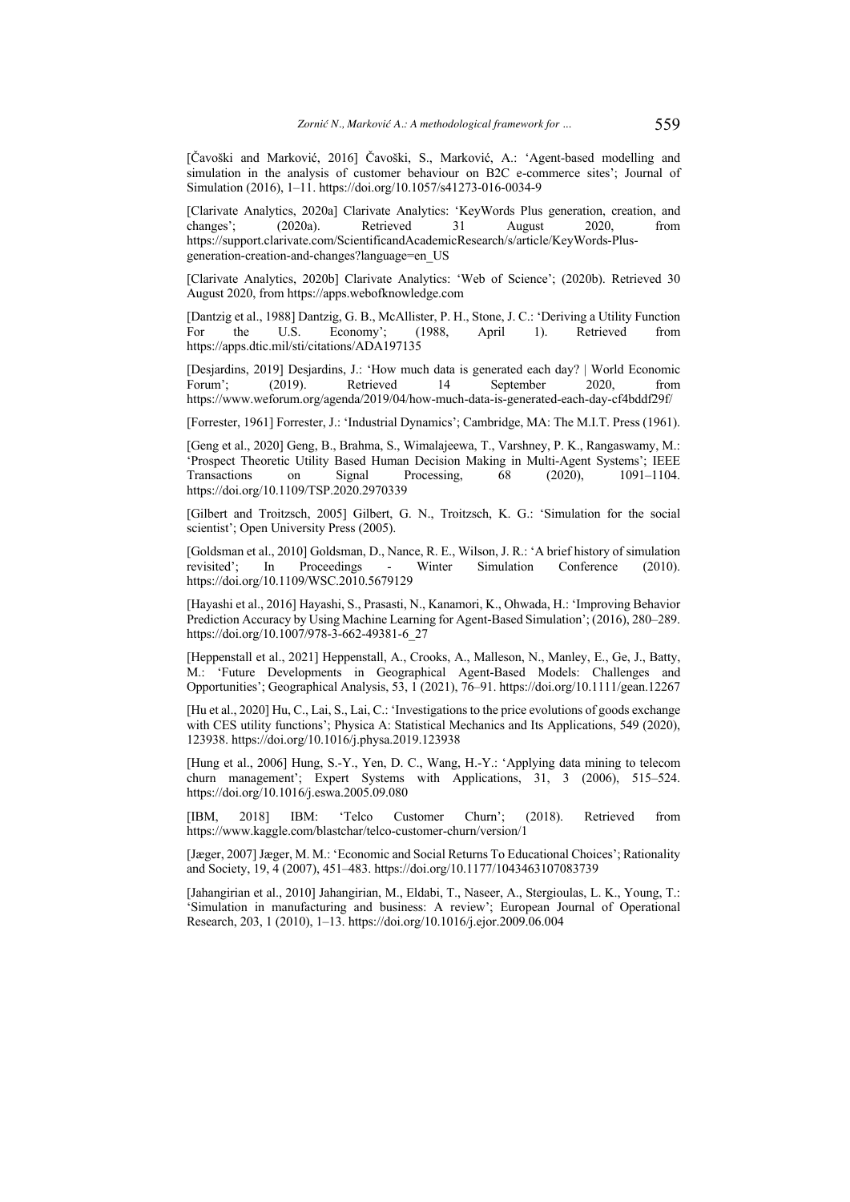[Čavoški and Marković, 2016] Čavoški, S., Marković, A.: 'Agent-based modelling and simulation in the analysis of customer behaviour on B2C e-commerce sites'; Journal of Simulation (2016), 1–11. https://doi.org/10.1057/s41273-016-0034-9

[Clarivate Analytics, 2020a] Clarivate Analytics: 'KeyWords Plus generation, creation, and changes'; (2020a). Retrieved 31 August 2020, from https://support.clarivate.com/ScientificandAcademicResearch/s/article/KeyWords-Plus-generation-creation-and-changes?language=en_US

[Clarivate Analytics, 2020b] Clarivate Analytics: 'Web of Science'; (2020b). Retrieved 30 August 2020, from https://apps.webofknowledge.com

[Dantzig et al., 1988] Dantzig, G. B., McAllister, P. H., Stone, J. C.: 'Deriving a Utility Function For the U.S. Economy'; (1988, April 1). Retrieved from https://apps.dtic.mil/sti/citations/ADA197135

[Desjardins, 2019] Desjardins, J.: 'How much data is generated each day? | World Economic Forum'; (2019). Retrieved 14 September 2020, from https://www.weforum.org/agenda/2019/04/how-much-data-is-generated-each-day-cf4bddf29f/

[Forrester, 1961] Forrester, J.: 'Industrial Dynamics'; Cambridge, MA: The M.I.T. Press (1961).

[Geng et al., 2020] Geng, B., Brahma, S., Wimalajeewa, T., Varshney, P. K., Rangaswamy, M.: 'Prospect Theoretic Utility Based Human Decision Making in Multi-Agent Systems'; IEEE Transactions on Signal Processing, 68 (2020), 1091–1104. https://doi.org/10.1109/TSP.2020.2970339

[Gilbert and Troitzsch, 2005] Gilbert, G. N., Troitzsch, K. G.: 'Simulation for the social scientist'; Open University Press (2005).

[Goldsman et al., 2010] Goldsman, D., Nance, R. E., Wilson, J. R.: 'A brief history of simulation revisited'; In Proceedings - Winter Simulation Conference (2010). https://doi.org/10.1109/WSC.2010.5679129

[Hayashi et al., 2016] Hayashi, S., Prasasti, N., Kanamori, K., Ohwada, H.: 'Improving Behavior Prediction Accuracy by Using Machine Learning for Agent-Based Simulation'; (2016), 280–289. https://doi.org/10.1007/978-3-662-49381-6_27

[Heppenstall et al., 2021] Heppenstall, A., Crooks, A., Malleson, N., Manley, E., Ge, J., Batty, M.: 'Future Developments in Geographical Agent-Based Models: Challenges and Opportunities'; Geographical Analysis, 53, 1 (2021), 76–91. https://doi.org/10.1111/gean.12267

[Hu et al., 2020] Hu, C., Lai, S., Lai, C.: 'Investigations to the price evolutions of goods exchange with CES utility functions'; Physica A: Statistical Mechanics and Its Applications, 549 (2020), 123938. https://doi.org/10.1016/j.physa.2019.123938

[Hung et al., 2006] Hung, S.-Y., Yen, D. C., Wang, H.-Y.: 'Applying data mining to telecom churn management'; Expert Systems with Applications, 31, 3 (2006), 515–524. https://doi.org/10.1016/j.eswa.2005.09.080

[IBM, 2018] IBM: 'Telco Customer Churn'; (2018). Retrieved from https://www.kaggle.com/blastchar/telco-customer-churn/version/1

[Jæger, 2007] Jæger, M. M.: 'Economic and Social Returns To Educational Choices'; Rationality and Society, 19, 4 (2007), 451–483. https://doi.org/10.1177/1043463107083739

[Jahangirian et al., 2010] Jahangirian, M., Eldabi, T., Naseer, A., Stergioulas, L. K., Young, T.: 'Simulation in manufacturing and business: A review'; European Journal of Operational Research, 203, 1 (2010), 1–13. https://doi.org/10.1016/j.ejor.2009.06.004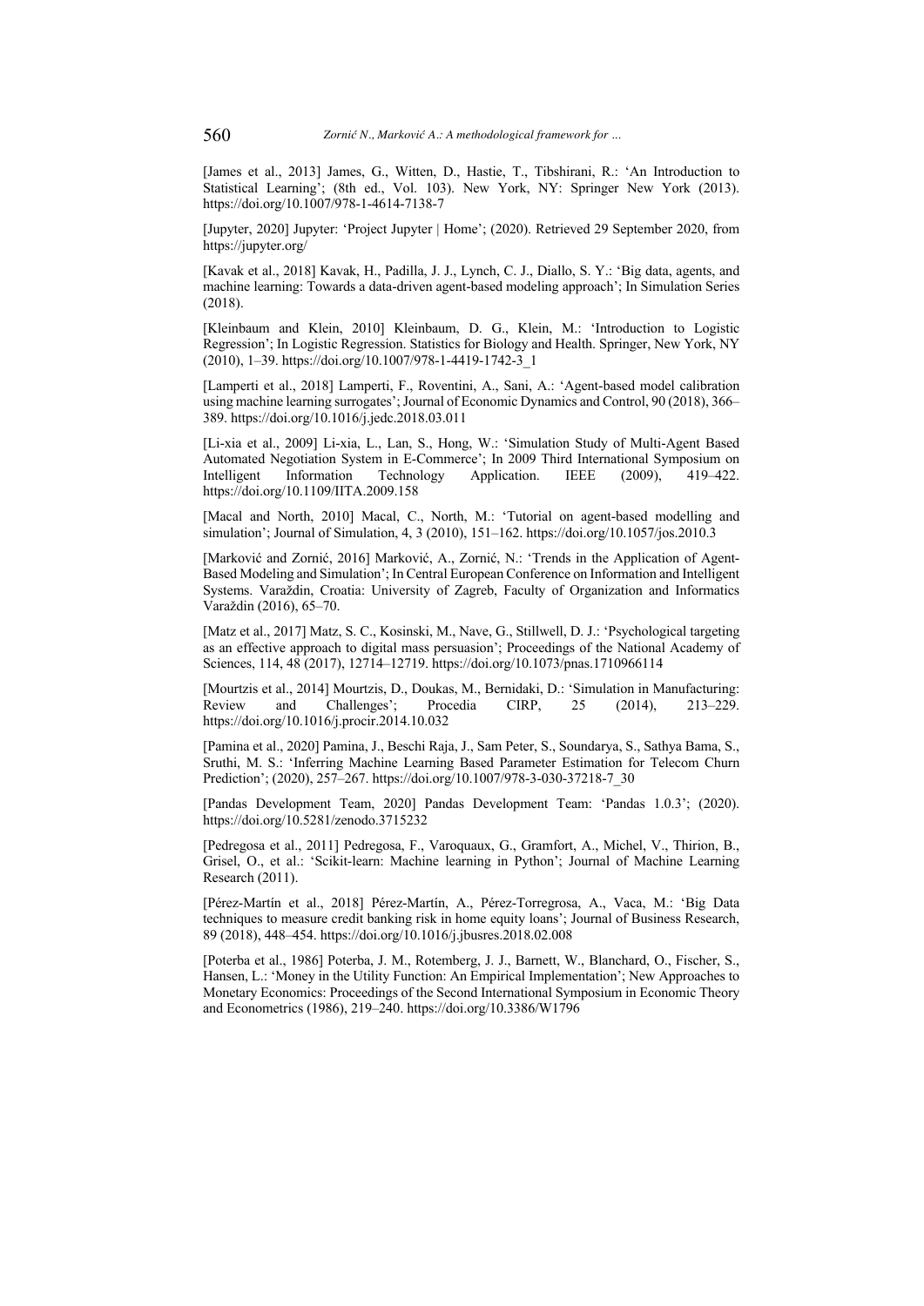[James et al., 2013] James, G., Witten, D., Hastie, T., Tibshirani, R.: 'An Introduction to Statistical Learning'; (8th ed., Vol. 103). New York, NY: Springer New York (2013). https://doi.org/10.1007/978-1-4614-7138-7

[Jupyter, 2020] Jupyter: 'Project Jupyter | Home'; (2020). Retrieved 29 September 2020, from https://jupyter.org/

[Kavak et al., 2018] Kavak, H., Padilla, J. J., Lynch, C. J., Diallo, S. Y.: 'Big data, agents, and machine learning: Towards a data-driven agent-based modeling approach'; In Simulation Series (2018).

[Kleinbaum and Klein, 2010] Kleinbaum, D. G., Klein, M.: 'Introduction to Logistic Regression'; In Logistic Regression. Statistics for Biology and Health. Springer, New York, NY (2010), 1–39. https://doi.org/10.1007/978-1-4419-1742-3_1

[Lamperti et al., 2018] Lamperti, F., Roventini, A., Sani, A.: 'Agent-based model calibration using machine learning surrogates'; Journal of Economic Dynamics and Control, 90 (2018), 366–389. https://doi.org/10.1016/j.jedc.2018.03.011

[Li-xia et al., 2009] Li-xia, L., Lan, S., Hong, W.: 'Simulation Study of Multi-Agent Based Automated Negotiation System in E-Commerce'; In 2009 Third International Symposium on Intelligent Information Technology Application. IEEE (2009), 419–422. https://doi.org/10.1109/IITA.2009.158

[Macal and North, 2010] Macal, C., North, M.: 'Tutorial on agent-based modelling and simulation'; Journal of Simulation, 4, 3 (2010), 151–162. https://doi.org/10.1057/jos.2010.3

[Marković and Zornić, 2016] Marković, A., Zornić, N.: 'Trends in the Application of Agent-Based Modeling and Simulation'; In Central European Conference on Information and Intelligent Systems. Varaždin, Croatia: University of Zagreb, Faculty of Organization and Informatics Varaždin (2016), 65–70.

[Matz et al., 2017] Matz, S. C., Kosinski, M., Nave, G., Stillwell, D. J.: 'Psychological targeting as an effective approach to digital mass persuasion'; Proceedings of the National Academy of Sciences, 114, 48 (2017), 12714–12719. https://doi.org/10.1073/pnas.1710966114

[Mourtzis et al., 2014] Mourtzis, D., Doukas, M., Bernidaki, D.: 'Simulation in Manufacturing: Review and Challenges'; Procedia CIRP, 25 (2014), 213–229. https://doi.org/10.1016/j.procir.2014.10.032

[Pamina et al., 2020] Pamina, J., Beschi Raja, J., Sam Peter, S., Soundarya, S., Sathya Bama, S., Sruthi, M. S.: 'Inferring Machine Learning Based Parameter Estimation for Telecom Churn Prediction'; (2020), 257–267. https://doi.org/10.1007/978-3-030-37218-7_30

[Pandas Development Team, 2020] Pandas Development Team: 'Pandas 1.0.3'; (2020). https://doi.org/10.5281/zenodo.3715232

[Pedregosa et al., 2011] Pedregosa, F., Varoquaux, G., Gramfort, A., Michel, V., Thirion, B., Grisel, O., et al.: 'Scikit-learn: Machine learning in Python'; Journal of Machine Learning Research (2011).

[Pérez-Martín et al., 2018] Pérez-Martín, A., Pérez-Torregrosa, A., Vaca, M.: 'Big Data techniques to measure credit banking risk in home equity loans'; Journal of Business Research, 89 (2018), 448–454. https://doi.org/10.1016/j.jbusres.2018.02.008

[Poterba et al., 1986] Poterba, J. M., Rotemberg, J. J., Barnett, W., Blanchard, O., Fischer, S., Hansen, L.: 'Money in the Utility Function: An Empirical Implementation'; New Approaches to Monetary Economics: Proceedings of the Second International Symposium in Economic Theory and Econometrics (1986), 219–240. https://doi.org/10.3386/W1796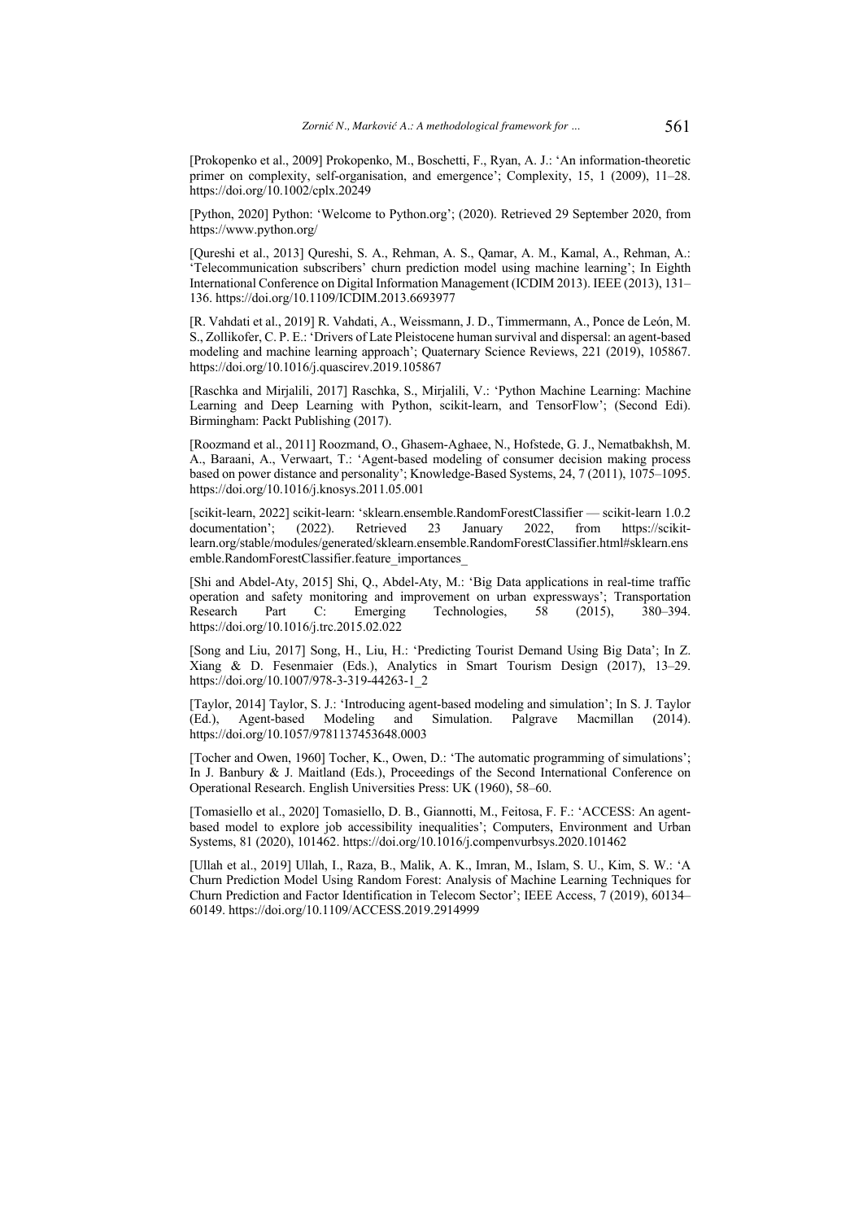[Prokopenko et al., 2009] Prokopenko, M., Boschetti, F., Ryan, A. J.: 'An information-theoretic primer on complexity, self-organisation, and emergence'; Complexity, 15, 1 (2009), 11–28. https://doi.org/10.1002/cplx.20249

[Python, 2020] Python: 'Welcome to Python.org'; (2020). Retrieved 29 September 2020, from https://www.python.org/

[Qureshi et al., 2013] Qureshi, S. A., Rehman, A. S., Qamar, A. M., Kamal, A., Rehman, A.: 'Telecommunication subscribers' churn prediction model using machine learning'; In Eighth International Conference on Digital Information Management (ICDIM 2013). IEEE (2013), 131–136. https://doi.org/10.1109/ICDIM.2013.6693977

[R. Vahdati et al., 2019] R. Vahdati, A., Weissmann, J. D., Timmermann, A., Ponce de León, M. S., Zollikofer, C. P. E.: 'Drivers of Late Pleistocene human survival and dispersal: an agent-based modeling and machine learning approach'; Quaternary Science Reviews, 221 (2019), 105867. https://doi.org/10.1016/j.quascirev.2019.105867

[Raschka and Mirjalili, 2017] Raschka, S., Mirjalili, V.: 'Python Machine Learning: Machine Learning and Deep Learning with Python, scikit-learn, and TensorFlow'; (Second Edi). Birmingham: Packt Publishing (2017).

[Roozmand et al., 2011] Roozmand, O., Ghasem-Aghaee, N., Hofstede, G. J., Nematbakhsh, M. A., Baraani, A., Verwaart, T.: 'Agent-based modeling of consumer decision making process based on power distance and personality'; Knowledge-Based Systems, 24, 7 (2011), 1075–1095. https://doi.org/10.1016/j.knosys.2011.05.001

[scikit-learn, 2022] scikit-learn: 'sklearn.ensemble.RandomForestClassifier — scikit-learn 1.0.2 documentation'; (2022). Retrieved 23 January 2022, from https://scikit-learn.org/stable/modules/generated/sklearn.ensemble.RandomForestClassifier.html#sklearn.ensemble.RandomForestClassifier.feature_importances_

[Shi and Abdel-Aty, 2015] Shi, Q., Abdel-Aty, M.: 'Big Data applications in real-time traffic operation and safety monitoring and improvement on urban expressways'; Transportation Research Part C: Emerging Technologies, 58 (2015), 380–394. https://doi.org/10.1016/j.trc.2015.02.022

[Song and Liu, 2017] Song, H., Liu, H.: 'Predicting Tourist Demand Using Big Data'; In Z. Xiang & D. Fesenmaier (Eds.), Analytics in Smart Tourism Design (2017), 13–29. https://doi.org/10.1007/978-3-319-44263-1_2

[Taylor, 2014] Taylor, S. J.: 'Introducing agent-based modeling and simulation'; In S. J. Taylor (Ed.), Agent-based Modeling and Simulation. Palgrave Macmillan (2014). https://doi.org/10.1057/9781137453648.0003

[Tocher and Owen, 1960] Tocher, K., Owen, D.: 'The automatic programming of simulations'; In J. Banbury & J. Maitland (Eds.), Proceedings of the Second International Conference on Operational Research. English Universities Press: UK (1960), 58–60.

[Tomasiello et al., 2020] Tomasiello, D. B., Giannotti, M., Feitosa, F. F.: 'ACCESS: An agent-based model to explore job accessibility inequalities'; Computers, Environment and Urban Systems, 81 (2020), 101462. https://doi.org/10.1016/j.compenvurbsys.2020.101462

[Ullah et al., 2019] Ullah, I., Raza, B., Malik, A. K., Imran, M., Islam, S. U., Kim, S. W.: 'A Churn Prediction Model Using Random Forest: Analysis of Machine Learning Techniques for Churn Prediction and Factor Identification in Telecom Sector'; IEEE Access, 7 (2019), 60134–60149. https://doi.org/10.1109/ACCESS.2019.2914999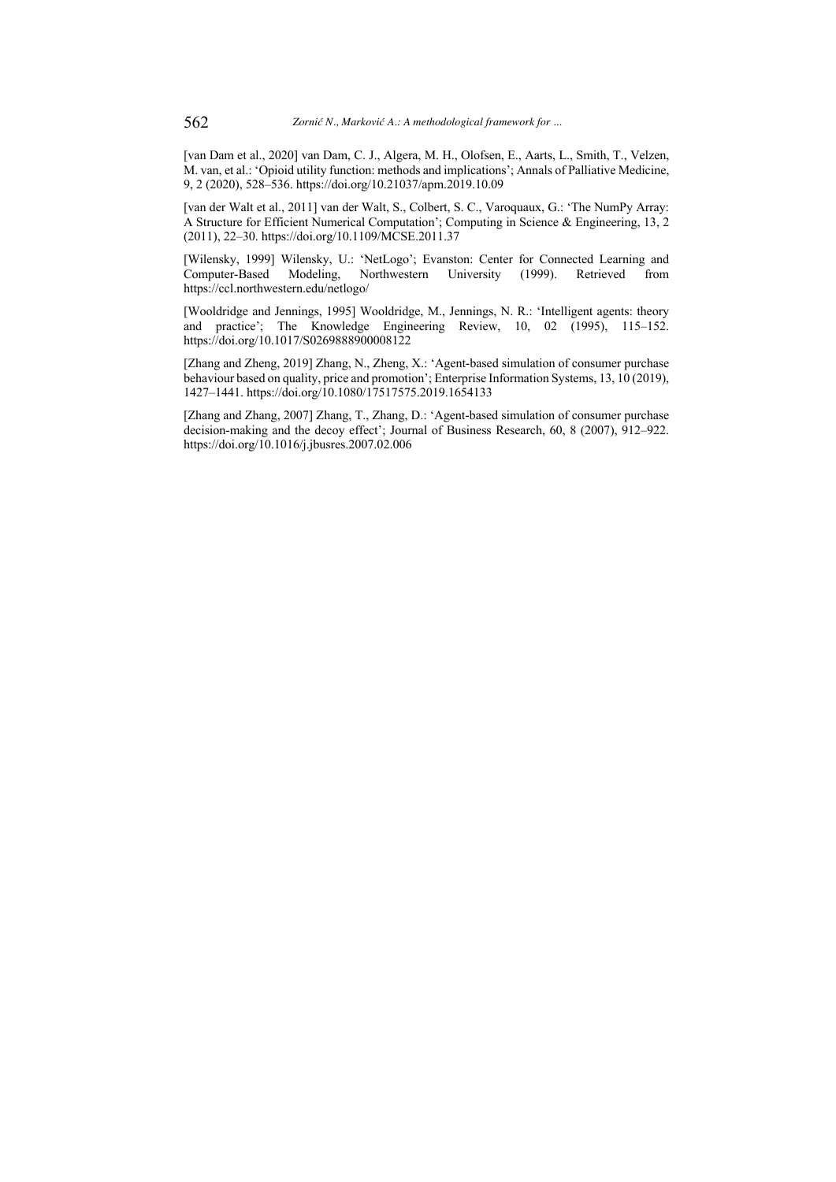[van Dam et al., 2020] van Dam, C. J., Algera, M. H., Olofsen, E., Aarts, L., Smith, T., Velzen, M. van, et al.: 'Opioid utility function: methods and implications'; Annals of Palliative Medicine, 9, 2 (2020), 528–536. https://doi.org/10.21037/apm.2019.10.09

[van der Walt et al., 2011] van der Walt, S., Colbert, S. C., Varoquaux, G.: 'The NumPy Array: A Structure for Efficient Numerical Computation'; Computing in Science & Engineering, 13, 2 (2011), 22–30. https://doi.org/10.1109/MCSE.2011.37

[Wilensky, 1999] Wilensky, U.: 'NetLogo'; Evanston: Center for Connected Learning and Computer-Based Modeling, Northwestern University (1999). Retrieved from https://ccl.northwestern.edu/netlogo/

[Wooldridge and Jennings, 1995] Wooldridge, M., Jennings, N. R.: 'Intelligent agents: theory and practice'; The Knowledge Engineering Review, 10, 02 (1995), 115–152. https://doi.org/10.1017/S0269888900008122

[Zhang and Zheng, 2019] Zhang, N., Zheng, X.: 'Agent-based simulation of consumer purchase behaviour based on quality, price and promotion'; Enterprise Information Systems, 13, 10 (2019), 1427–1441. https://doi.org/10.1080/17517575.2019.1654133

[Zhang and Zhang, 2007] Zhang, T., Zhang, D.: 'Agent-based simulation of consumer purchase decision-making and the decoy effect'; Journal of Business Research, 60, 8 (2007), 912–922. https://doi.org/10.1016/j.jbusres.2007.02.006